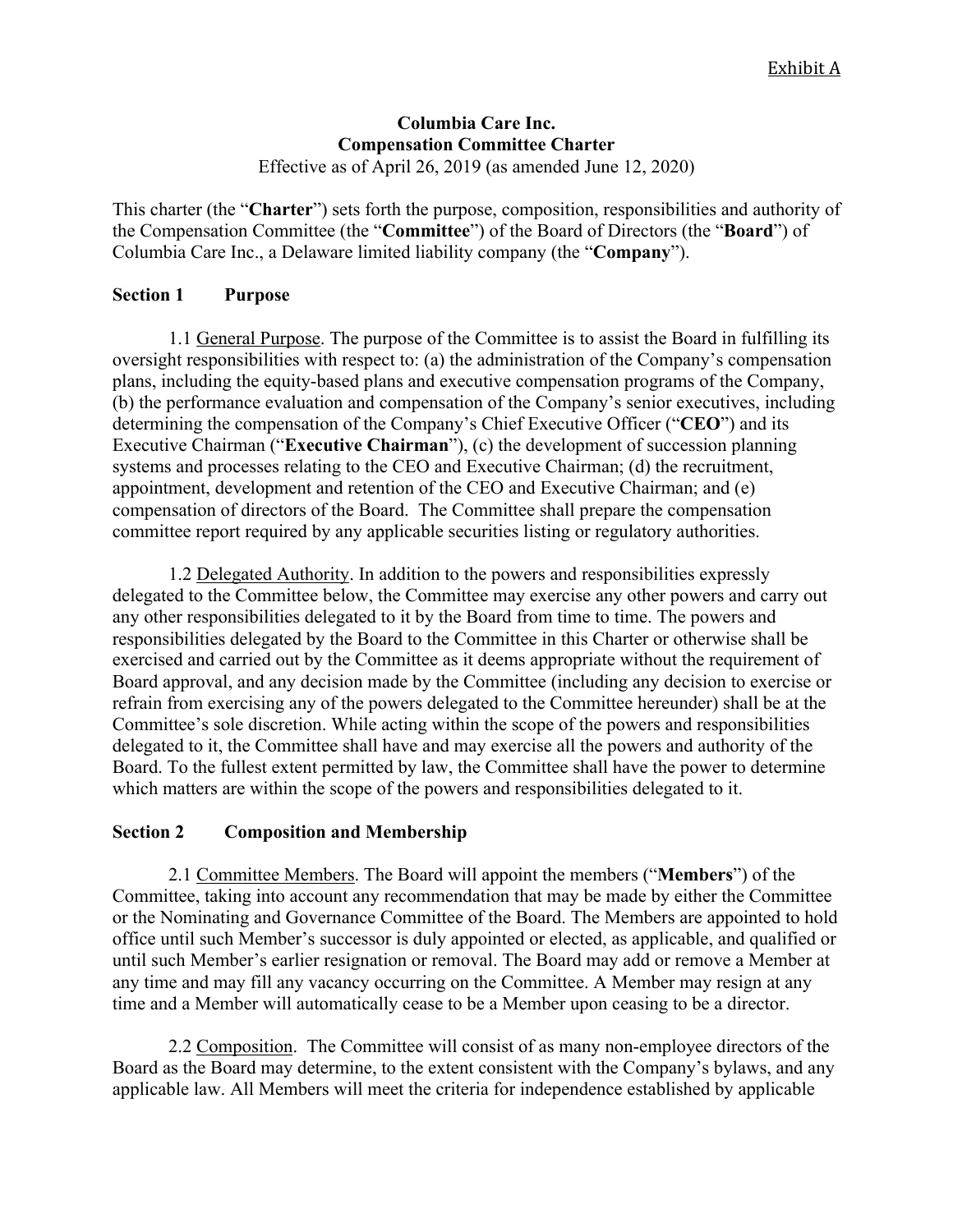Exhibit A

**Columbia Care Inc.**
**Compensation Committee Charter**
Effective as of April 26, 2019 (as amended June 12, 2020)

This charter (the "**Charter**") sets forth the purpose, composition, responsibilities and authority of the Compensation Committee (the "**Committee**") of the Board of Directors (the "**Board**") of Columbia Care Inc., a Delaware limited liability company (the "**Company**").

## Section 1 Purpose

1.1 General Purpose. The purpose of the Committee is to assist the Board in fulfilling its oversight responsibilities with respect to: (a) the administration of the Company's compensation plans, including the equity-based plans and executive compensation programs of the Company, (b) the performance evaluation and compensation of the Company's senior executives, including determining the compensation of the Company's Chief Executive Officer ("**CEO**") and its Executive Chairman ("**Executive Chairman**"), (c) the development of succession planning systems and processes relating to the CEO and Executive Chairman; (d) the recruitment, appointment, development and retention of the CEO and Executive Chairman; and (e) compensation of directors of the Board. The Committee shall prepare the compensation committee report required by any applicable securities listing or regulatory authorities.

1.2 Delegated Authority. In addition to the powers and responsibilities expressly delegated to the Committee below, the Committee may exercise any other powers and carry out any other responsibilities delegated to it by the Board from time to time. The powers and responsibilities delegated by the Board to the Committee in this Charter or otherwise shall be exercised and carried out by the Committee as it deems appropriate without the requirement of Board approval, and any decision made by the Committee (including any decision to exercise or refrain from exercising any of the powers delegated to the Committee hereunder) shall be at the Committee's sole discretion. While acting within the scope of the powers and responsibilities delegated to it, the Committee shall have and may exercise all the powers and authority of the Board. To the fullest extent permitted by law, the Committee shall have the power to determine which matters are within the scope of the powers and responsibilities delegated to it.

## Section 2 Composition and Membership

2.1 Committee Members. The Board will appoint the members ("**Members**") of the Committee, taking into account any recommendation that may be made by either the Committee or the Nominating and Governance Committee of the Board. The Members are appointed to hold office until such Member's successor is duly appointed or elected, as applicable, and qualified or until such Member's earlier resignation or removal. The Board may add or remove a Member at any time and may fill any vacancy occurring on the Committee. A Member may resign at any time and a Member will automatically cease to be a Member upon ceasing to be a director.

2.2 Composition. The Committee will consist of as many non-employee directors of the Board as the Board may determine, to the extent consistent with the Company's bylaws, and any applicable law. All Members will meet the criteria for independence established by applicable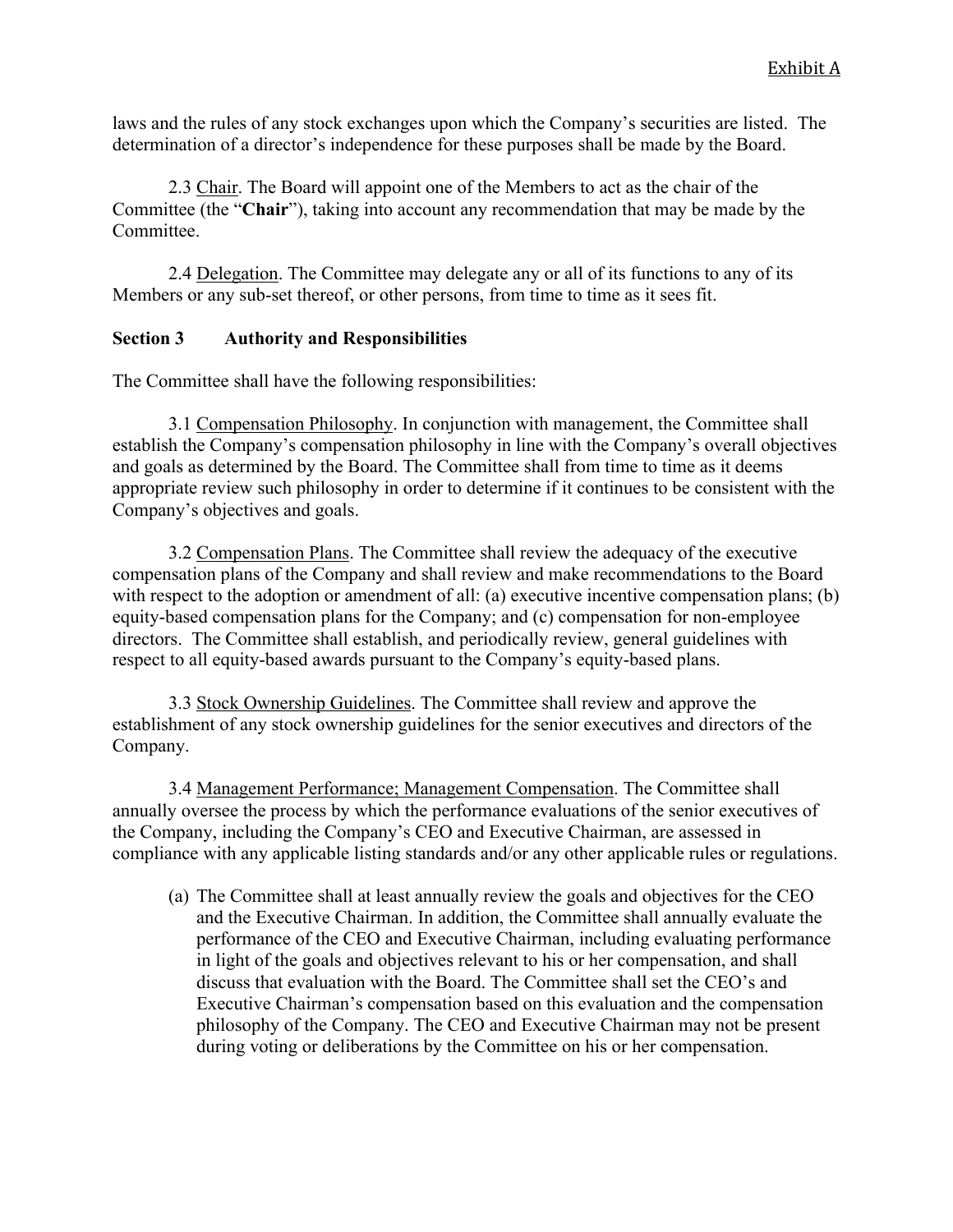laws and the rules of any stock exchanges upon which the Company's securities are listed. The determination of a director's independence for these purposes shall be made by the Board.

2.3 Chair. The Board will appoint one of the Members to act as the chair of the Committee (the "**Chair**"), taking into account any recommendation that may be made by the Committee.

2.4 Delegation. The Committee may delegate any or all of its functions to any of its Members or any sub-set thereof, or other persons, from time to time as it sees fit.

**Section 3 Authority and Responsibilities**

The Committee shall have the following responsibilities:

3.1 Compensation Philosophy. In conjunction with management, the Committee shall establish the Company's compensation philosophy in line with the Company's overall objectives and goals as determined by the Board. The Committee shall from time to time as it deems appropriate review such philosophy in order to determine if it continues to be consistent with the Company's objectives and goals.

3.2 Compensation Plans. The Committee shall review the adequacy of the executive compensation plans of the Company and shall review and make recommendations to the Board with respect to the adoption or amendment of all: (a) executive incentive compensation plans; (b) equity-based compensation plans for the Company; and (c) compensation for non-employee directors. The Committee shall establish, and periodically review, general guidelines with respect to all equity-based awards pursuant to the Company's equity-based plans.

3.3 Stock Ownership Guidelines. The Committee shall review and approve the establishment of any stock ownership guidelines for the senior executives and directors of the Company.

3.4 Management Performance; Management Compensation. The Committee shall annually oversee the process by which the performance evaluations of the senior executives of the Company, including the Company's CEO and Executive Chairman, are assessed in compliance with any applicable listing standards and/or any other applicable rules or regulations.

(a) The Committee shall at least annually review the goals and objectives for the CEO and the Executive Chairman. In addition, the Committee shall annually evaluate the performance of the CEO and Executive Chairman, including evaluating performance in light of the goals and objectives relevant to his or her compensation, and shall discuss that evaluation with the Board. The Committee shall set the CEO's and Executive Chairman's compensation based on this evaluation and the compensation philosophy of the Company. The CEO and Executive Chairman may not be present during voting or deliberations by the Committee on his or her compensation.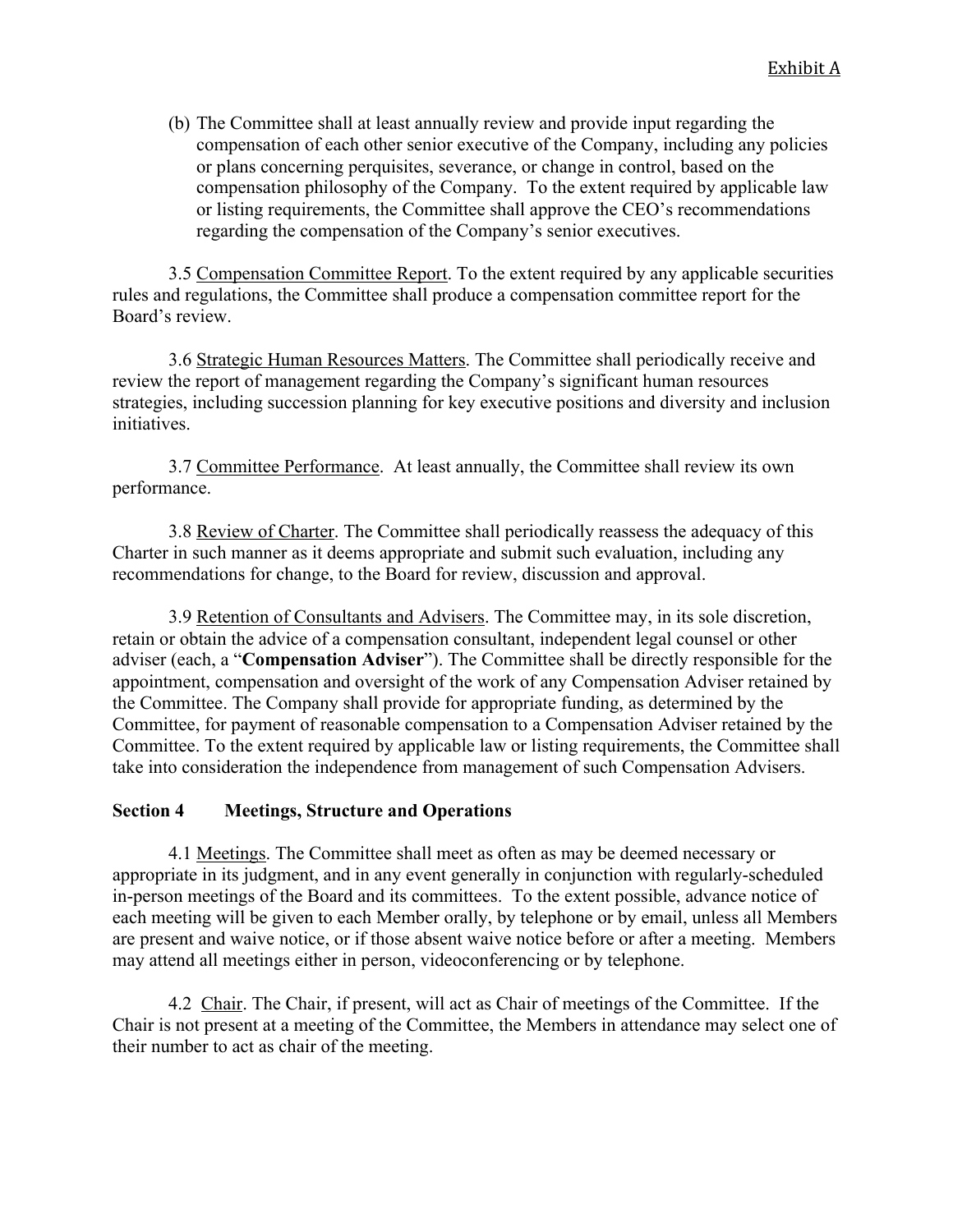Exhibit A

(b) The Committee shall at least annually review and provide input regarding the compensation of each other senior executive of the Company, including any policies or plans concerning perquisites, severance, or change in control, based on the compensation philosophy of the Company. To the extent required by applicable law or listing requirements, the Committee shall approve the CEO's recommendations regarding the compensation of the Company's senior executives.

3.5 Compensation Committee Report. To the extent required by any applicable securities rules and regulations, the Committee shall produce a compensation committee report for the Board's review.

3.6 Strategic Human Resources Matters. The Committee shall periodically receive and review the report of management regarding the Company's significant human resources strategies, including succession planning for key executive positions and diversity and inclusion initiatives.

3.7 Committee Performance. At least annually, the Committee shall review its own performance.

3.8 Review of Charter. The Committee shall periodically reassess the adequacy of this Charter in such manner as it deems appropriate and submit such evaluation, including any recommendations for change, to the Board for review, discussion and approval.

3.9 Retention of Consultants and Advisers. The Committee may, in its sole discretion, retain or obtain the advice of a compensation consultant, independent legal counsel or other adviser (each, a "**Compensation Adviser**"). The Committee shall be directly responsible for the appointment, compensation and oversight of the work of any Compensation Adviser retained by the Committee. The Company shall provide for appropriate funding, as determined by the Committee, for payment of reasonable compensation to a Compensation Adviser retained by the Committee. To the extent required by applicable law or listing requirements, the Committee shall take into consideration the independence from management of such Compensation Advisers.

## Section 4 Meetings, Structure and Operations

4.1 Meetings. The Committee shall meet as often as may be deemed necessary or appropriate in its judgment, and in any event generally in conjunction with regularly-scheduled in-person meetings of the Board and its committees. To the extent possible, advance notice of each meeting will be given to each Member orally, by telephone or by email, unless all Members are present and waive notice, or if those absent waive notice before or after a meeting. Members may attend all meetings either in person, videoconferencing or by telephone.

4.2 Chair. The Chair, if present, will act as Chair of meetings of the Committee. If the Chair is not present at a meeting of the Committee, the Members in attendance may select one of their number to act as chair of the meeting.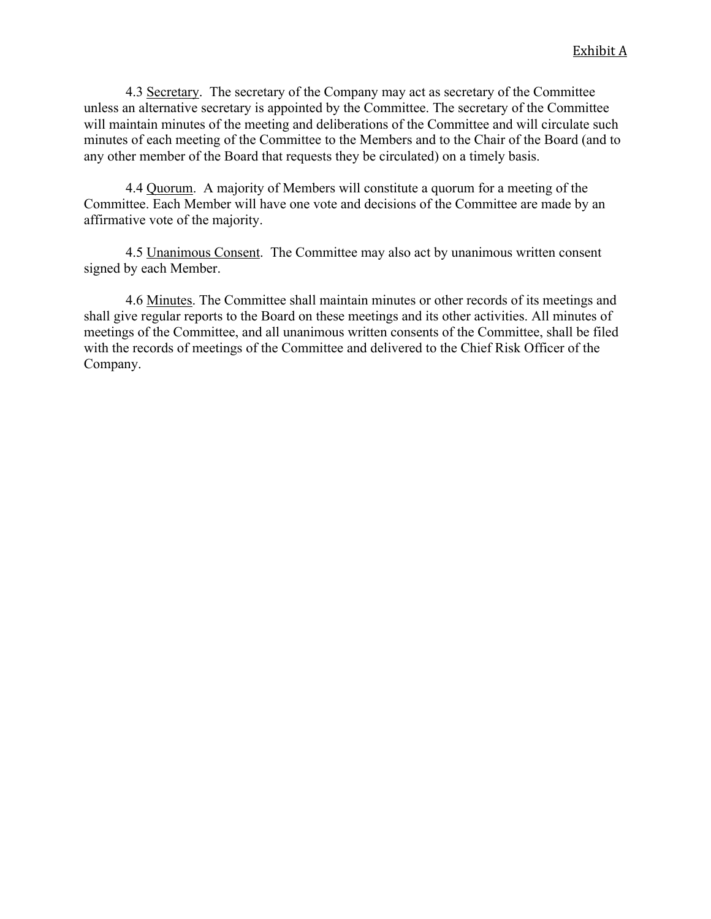Exhibit A

4.3 Secretary. The secretary of the Company may act as secretary of the Committee unless an alternative secretary is appointed by the Committee. The secretary of the Committee will maintain minutes of the meeting and deliberations of the Committee and will circulate such minutes of each meeting of the Committee to the Members and to the Chair of the Board (and to any other member of the Board that requests they be circulated) on a timely basis.

4.4 Quorum. A majority of Members will constitute a quorum for a meeting of the Committee. Each Member will have one vote and decisions of the Committee are made by an affirmative vote of the majority.

4.5 Unanimous Consent. The Committee may also act by unanimous written consent signed by each Member.

4.6 Minutes. The Committee shall maintain minutes or other records of its meetings and shall give regular reports to the Board on these meetings and its other activities. All minutes of meetings of the Committee, and all unanimous written consents of the Committee, shall be filed with the records of meetings of the Committee and delivered to the Chief Risk Officer of the Company.